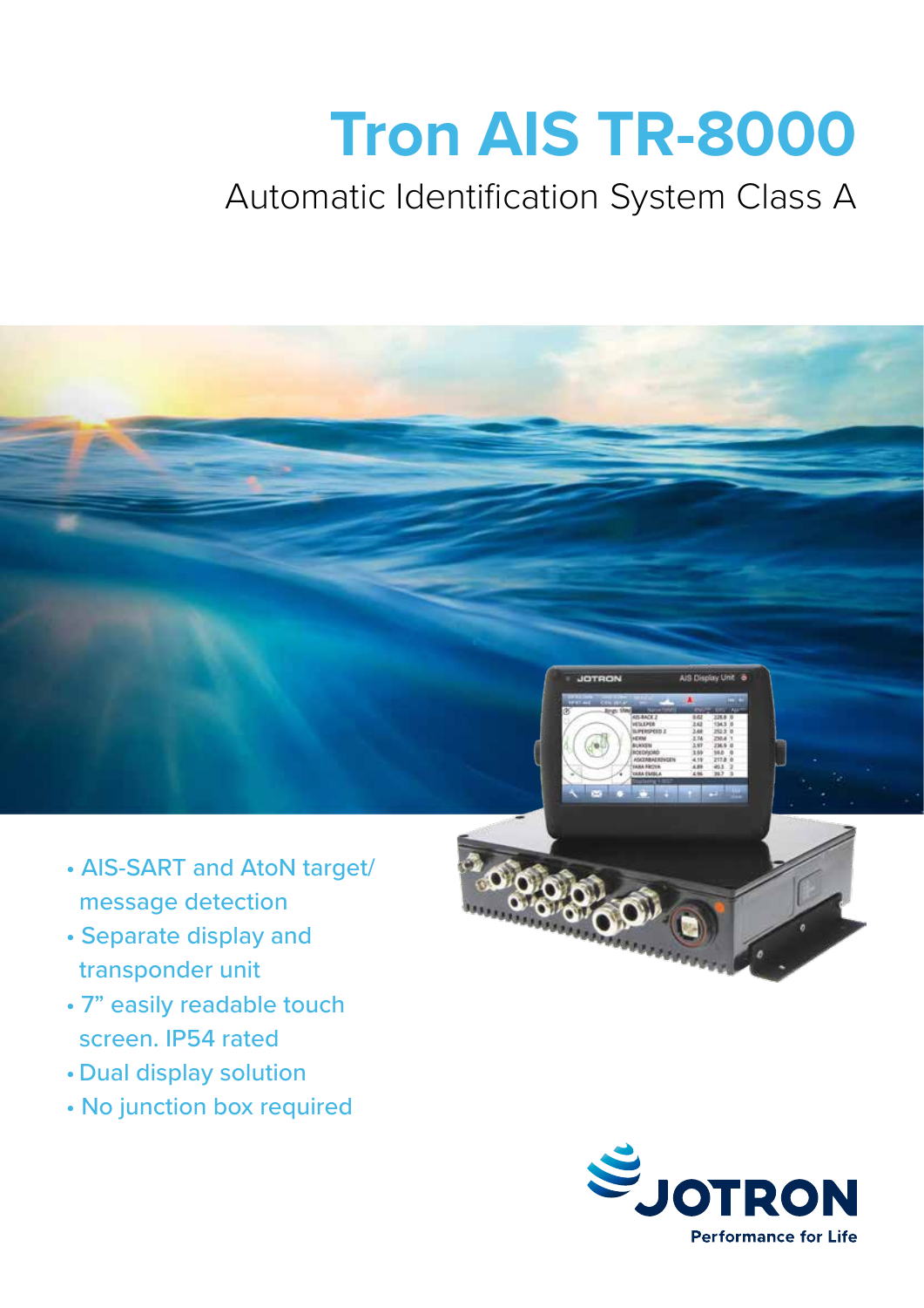# Tron AIS TR-8000

## Automatic Identification System Class A

- AIS-SART and AtoN target/ message detection
- Separate display and transponder unit
- 7" easily readable touch screen. IP54 rated
- Dual display solution
- No junction box required

JOTRON

Performance for Life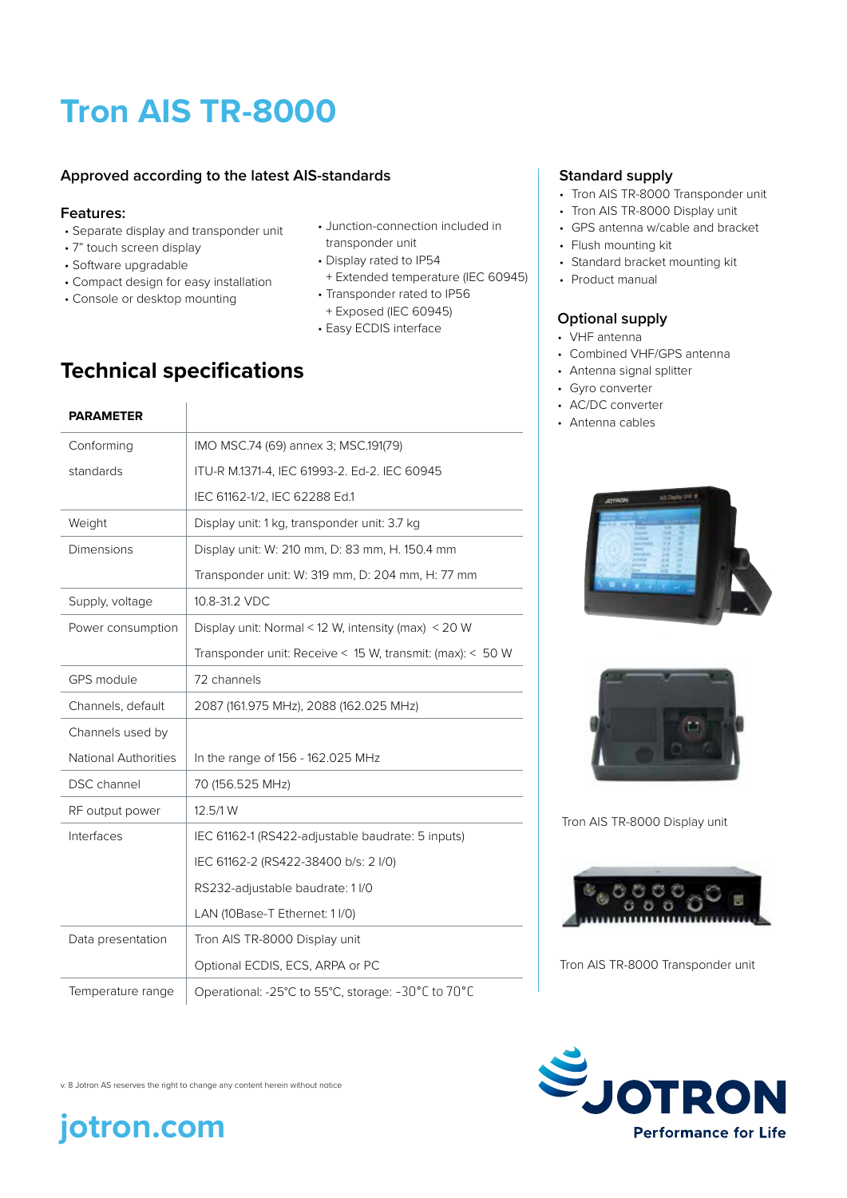# Tron AIS TR-8000

### Approved according to the latest AIS-standards

### Features:

- Separate display and transponder unit
- 7" touch screen display
- Software upgradable
- Compact design for easy installation
- Console or desktop mounting
- Junction-connection included in transponder unit
- Display rated to IP54
  + Extended temperature (IEC 60945)
- Transponder rated to IP56
  + Exposed (IEC 60945)
- Easy ECDIS interface

## Technical specifications

| PARAMETER | |
|---|---|
| Conforming standards | IMO MSC.74 (69) annex 3; MSC.191(79)<br>ITU-R M.1371-4, IEC 61993-2. Ed-2. IEC 60945<br>IEC 61162-1/2, IEC 62288 Ed.1 |
| Weight | Display unit: 1 kg, transponder unit: 3.7 kg |
| Dimensions | Display unit: W: 210 mm, D: 83 mm, H. 150.4 mm<br>Transponder unit: W: 319 mm, D: 204 mm, H: 77 mm |
| Supply, voltage | 10.8-31.2 VDC |
| Power consumption | Display unit: Normal < 12 W, intensity (max) < 20 W<br>Transponder unit: Receive < 15 W, transmit: (max): < 50 W |
| GPS module | 72 channels |
| Channels, default | 2087 (161.975 MHz), 2088 (162.025 MHz) |
| Channels used by National Authorities | In the range of 156 - 162.025 MHz |
| DSC channel | 70 (156.525 MHz) |
| RF output power | 12.5/1 W |
| Interfaces | IEC 61162-1 (RS422-adjustable baudrate: 5 inputs)<br>IEC 61162-2 (RS422-38400 b/s: 2 I/O)<br>RS232-adjustable baudrate: 1 I/O<br>LAN (10Base-T Ethernet: 1 I/O) |
| Data presentation | Tron AIS TR-8000 Display unit<br>Optional ECDIS, ECS, ARPA or PC |
| Temperature range | Operational: -25°C to 55°C, storage: -30°C to 70°C |

### Standard supply

- Tron AIS TR-8000 Transponder unit
- Tron AIS TR-8000 Display unit
- GPS antenna w/cable and bracket
- Flush mounting kit
- Standard bracket mounting kit
- Product manual

### Optional supply

- VHF antenna
- Combined VHF/GPS antenna
- Antenna signal splitter
- Gyro converter
- AC/DC converter
- Antenna cables

Tron AIS TR-8000 Display unit

Tron AIS TR-8000 Transponder unit

v. 8 Jotron AS reserves the right to change any content herein without notice

jotron.com

JOTRON
Performance for Life